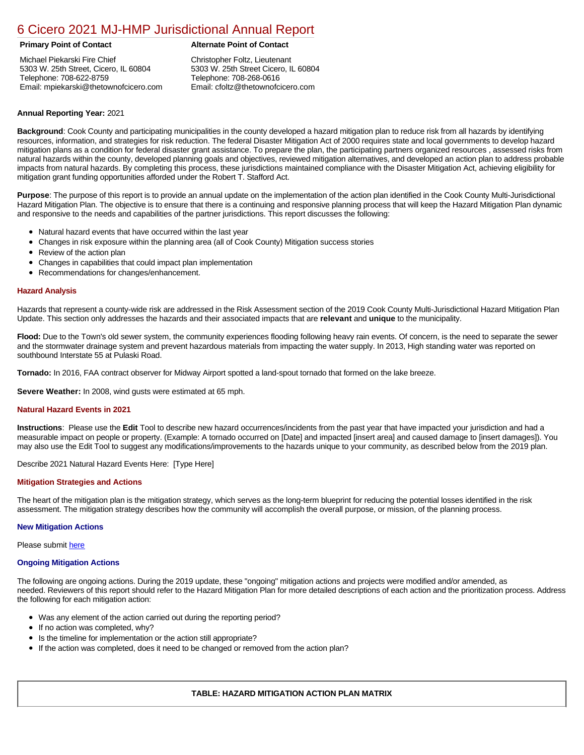# 6 Cicero 2021 MJ-HMP Jurisdictional Annual Report

**Primary Point of Contact**

Michael Piekarski Fire Chief
5303 W. 25th Street, Cicero, IL 60804
Telephone: 708-622-8759
Email: mpiekarski@thetownofcicero.com

**Alternate Point of Contact**

Christopher Foltz, Lieutenant
5303 W. 25th Street Cicero, IL 60804
Telephone: 708-268-0616
Email: cfoltz@thetownofcicero.com

**Annual Reporting Year:** 2021

**Background**: Cook County and participating municipalities in the county developed a hazard mitigation plan to reduce risk from all hazards by identifying resources, information, and strategies for risk reduction. The federal Disaster Mitigation Act of 2000 requires state and local governments to develop hazard mitigation plans as a condition for federal disaster grant assistance. To prepare the plan, the participating partners organized resources , assessed risks from natural hazards within the county, developed planning goals and objectives, reviewed mitigation alternatives, and developed an action plan to address probable impacts from natural hazards. By completing this process, these jurisdictions maintained compliance with the Disaster Mitigation Act, achieving eligibility for mitigation grant funding opportunities afforded under the Robert T. Stafford Act.

**Purpose**: The purpose of this report is to provide an annual update on the implementation of the action plan identified in the Cook County Multi-Jurisdictional Hazard Mitigation Plan. The objective is to ensure that there is a continuing and responsive planning process that will keep the Hazard Mitigation Plan dynamic and responsive to the needs and capabilities of the partner jurisdictions. This report discusses the following:

- Natural hazard events that have occurred within the last year
- Changes in risk exposure within the planning area (all of Cook County) Mitigation success stories
- Review of the action plan
- Changes in capabilities that could impact plan implementation
- Recommendations for changes/enhancement.

### Hazard Analysis

Hazards that represent a county-wide risk are addressed in the Risk Assessment section of the 2019 Cook County Multi-Jurisdictional Hazard Mitigation Plan Update. This section only addresses the hazards and their associated impacts that are **relevant** and **unique** to the municipality.

**Flood:** Due to the Town's old sewer system, the community experiences flooding following heavy rain events. Of concern, is the need to separate the sewer and the stormwater drainage system and prevent hazardous materials from impacting the water supply. In 2013, High standing water was reported on southbound Interstate 55 at Pulaski Road.

**Tornado:** In 2016, FAA contract observer for Midway Airport spotted a land-spout tornado that formed on the lake breeze.

**Severe Weather:** In 2008, wind gusts were estimated at 65 mph.

### Natural Hazard Events in 2021

**Instructions**: Please use the **Edit** Tool to describe new hazard occurrences/incidents from the past year that have impacted your jurisdiction and had a measurable impact on people or property. (Example: A tornado occurred on [Date] and impacted [insert area] and caused damage to [insert damages]). You may also use the Edit Tool to suggest any modifications/improvements to the hazards unique to your community, as described below from the 2019 plan.

Describe 2021 Natural Hazard Events Here: [Type Here]

### Mitigation Strategies and Actions

The heart of the mitigation plan is the mitigation strategy, which serves as the long-term blueprint for reducing the potential losses identified in the risk assessment. The mitigation strategy describes how the community will accomplish the overall purpose, or mission, of the planning process.

#### New Mitigation Actions

Please submit here

#### Ongoing Mitigation Actions

The following are ongoing actions. During the 2019 update, these "ongoing" mitigation actions and projects were modified and/or amended, as needed. Reviewers of this report should refer to the Hazard Mitigation Plan for more detailed descriptions of each action and the prioritization process. Address the following for each mitigation action:

- Was any element of the action carried out during the reporting period?
- If no action was completed, why?
- Is the timeline for implementation or the action still appropriate?
- If the action was completed, does it need to be changed or removed from the action plan?

| TABLE: HAZARD MITIGATION ACTION PLAN MATRIX |
|---|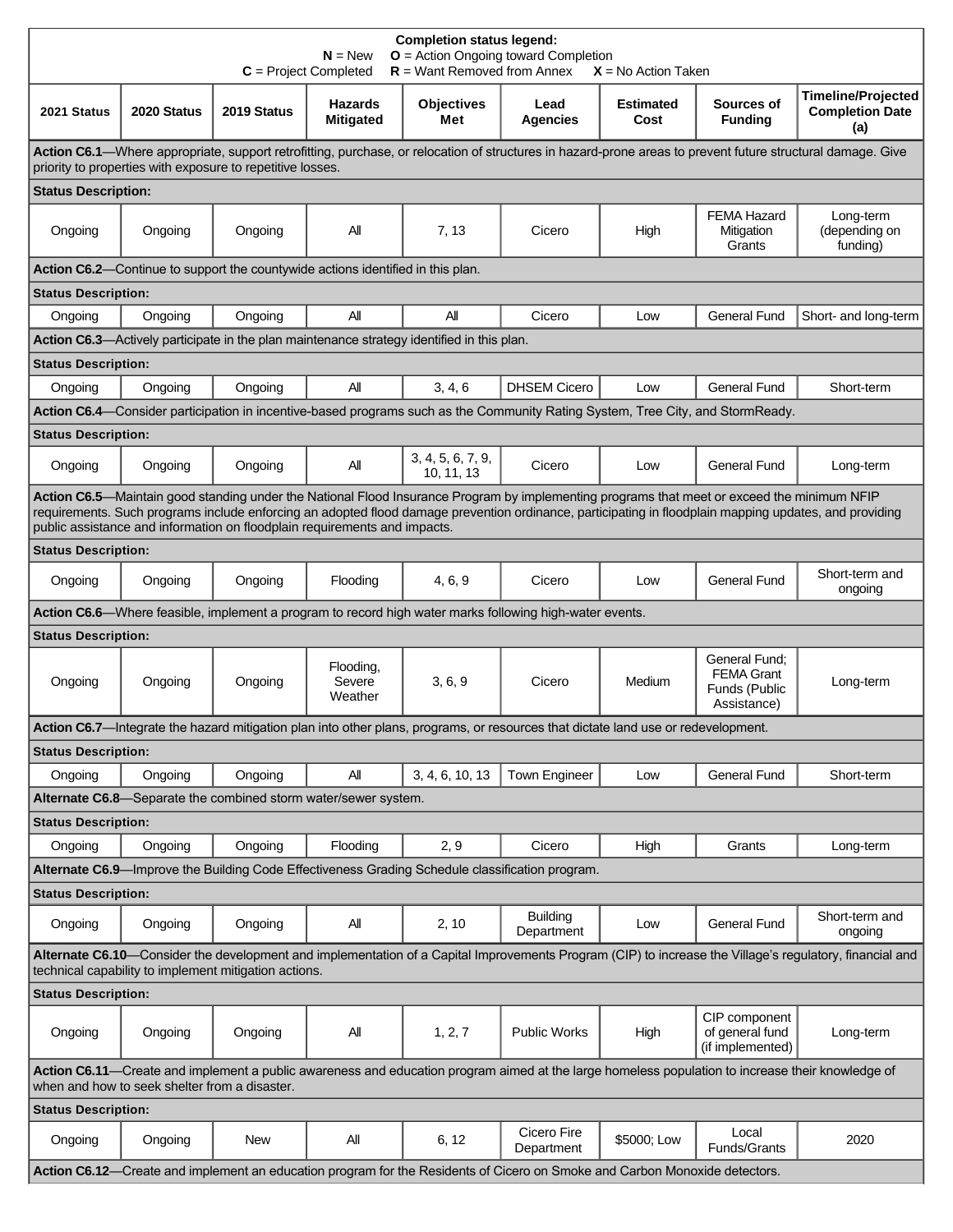**Completion status legend:**
**N** = New **O** = Action Ongoing toward Completion
**C** = Project Completed **R** = Want Removed from Annex **X** = No Action Taken

| 2021 Status | 2020 Status | 2019 Status | Hazards Mitigated | Objectives Met | Lead Agencies | Estimated Cost | Sources of Funding | Timeline/Projected Completion Date (a) |
|---|---|---|---|---|---|---|---|---|
| **Action C6.1**—Where appropriate, support retrofitting, purchase, or relocation of structures in hazard-prone areas to prevent future structural damage. Give priority to properties with exposure to repetitive losses. | | | | | | | | |
| **Status Description:** | | | | | | | | |
| Ongoing | Ongoing | Ongoing | All | 7, 13 | Cicero | High | FEMA Hazard Mitigation Grants | Long-term (depending on funding) |
| **Action C6.2**—Continue to support the countywide actions identified in this plan. | | | | | | | | |
| **Status Description:** | | | | | | | | |
| Ongoing | Ongoing | Ongoing | All | All | Cicero | Low | General Fund | Short- and long-term |
| **Action C6.3**—Actively participate in the plan maintenance strategy identified in this plan. | | | | | | | | |
| **Status Description:** | | | | | | | | |
| Ongoing | Ongoing | Ongoing | All | 3, 4, 6 | DHSEM Cicero | Low | General Fund | Short-term |
| **Action C6.4**—Consider participation in incentive-based programs such as the Community Rating System, Tree City, and StormReady. | | | | | | | | |
| **Status Description:** | | | | | | | | |
| Ongoing | Ongoing | Ongoing | All | 3, 4, 5, 6, 7, 9, 10, 11, 13 | Cicero | Low | General Fund | Long-term |
| **Action C6.5**—Maintain good standing under the National Flood Insurance Program by implementing programs that meet or exceed the minimum NFIP requirements. Such programs include enforcing an adopted flood damage prevention ordinance, participating in floodplain mapping updates, and providing public assistance and information on floodplain requirements and impacts. | | | | | | | | |
| **Status Description:** | | | | | | | | |
| Ongoing | Ongoing | Ongoing | Flooding | 4, 6, 9 | Cicero | Low | General Fund | Short-term and ongoing |
| **Action C6.6**—Where feasible, implement a program to record high water marks following high-water events. | | | | | | | | |
| **Status Description:** | | | | | | | | |
| Ongoing | Ongoing | Ongoing | Flooding, Severe Weather | 3, 6, 9 | Cicero | Medium | General Fund; FEMA Grant Funds (Public Assistance) | Long-term |
| **Action C6.7**—Integrate the hazard mitigation plan into other plans, programs, or resources that dictate land use or redevelopment. | | | | | | | | |
| **Status Description:** | | | | | | | | |
| Ongoing | Ongoing | Ongoing | All | 3, 4, 6, 10, 13 | Town Engineer | Low | General Fund | Short-term |
| **Alternate C6.8**—Separate the combined storm water/sewer system. | | | | | | | | |
| **Status Description:** | | | | | | | | |
| Ongoing | Ongoing | Ongoing | Flooding | 2, 9 | Cicero | High | Grants | Long-term |
| **Alternate C6.9**—Improve the Building Code Effectiveness Grading Schedule classification program. | | | | | | | | |
| **Status Description:** | | | | | | | | |
| Ongoing | Ongoing | Ongoing | All | 2, 10 | Building Department | Low | General Fund | Short-term and ongoing |
| **Alternate C6.10**—Consider the development and implementation of a Capital Improvements Program (CIP) to increase the Village's regulatory, financial and technical capability to implement mitigation actions. | | | | | | | | |
| **Status Description:** | | | | | | | | |
| Ongoing | Ongoing | Ongoing | All | 1, 2, 7 | Public Works | High | CIP component of general fund (if implemented) | Long-term |
| **Action C6.11**—Create and implement a public awareness and education program aimed at the large homeless population to increase their knowledge of when and how to seek shelter from a disaster. | | | | | | | | |
| **Status Description:** | | | | | | | | |
| Ongoing | Ongoing | New | All | 6, 12 | Cicero Fire Department | $5000; Low | Local Funds/Grants | 2020 |
| **Action C6.12**—Create and implement an education program for the Residents of Cicero on Smoke and Carbon Monoxide detectors. | | | | | | | | |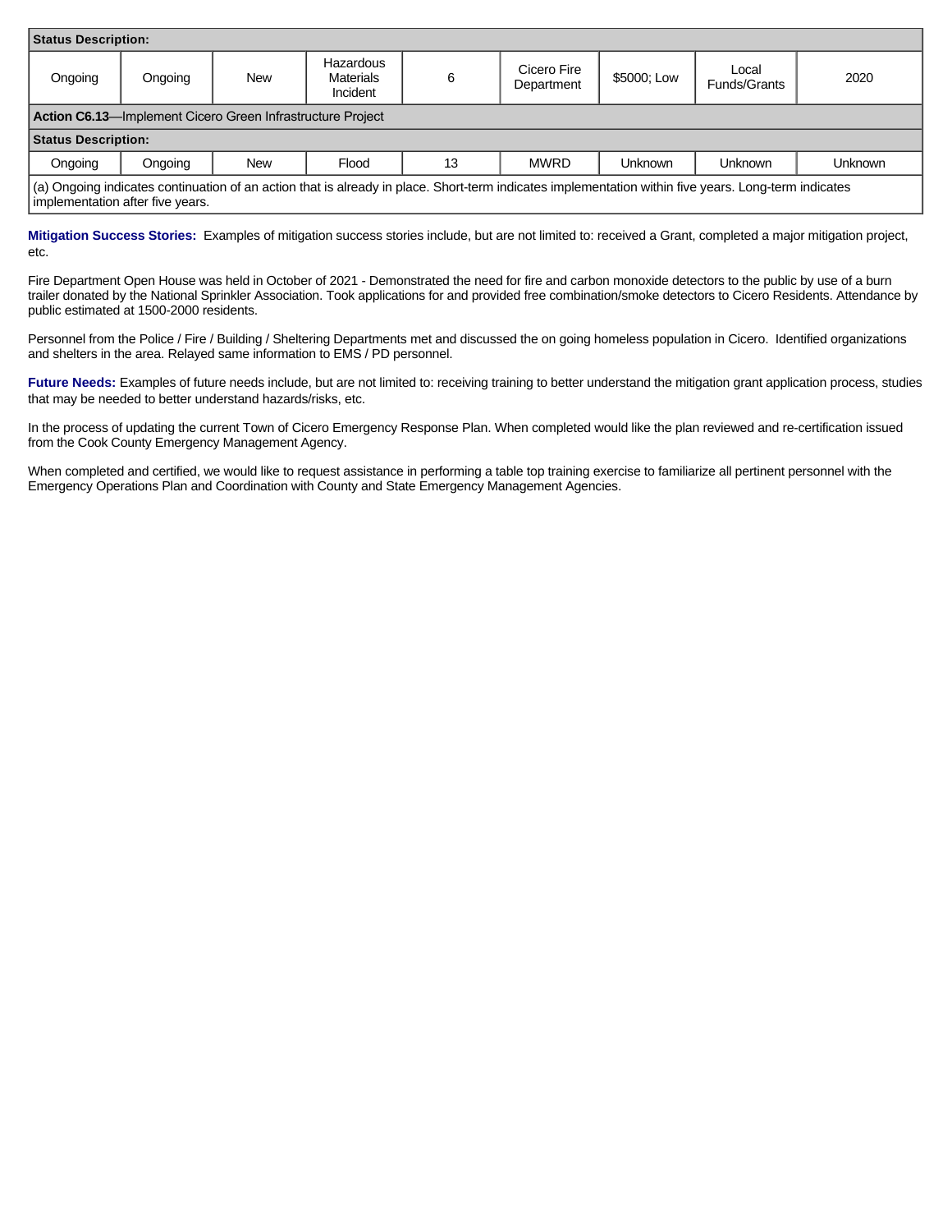| | | | | | | | | |
|---|---|---|---|---|---|---|---|---|
| **Status Description:** | | | | | | | | |
| Ongoing | Ongoing | New | Hazardous Materials Incident | 6 | Cicero Fire Department | $5000; Low | Local Funds/Grants | 2020 |
| **Action C6.13**—Implement Cicero Green Infrastructure Project | | | | | | | | |
| **Status Description:** | | | | | | | | |
| Ongoing | Ongoing | New | Flood | 13 | MWRD | Unknown | Unknown | Unknown |
| (a) Ongoing indicates continuation of an action that is already in place. Short-term indicates implementation within five years. Long-term indicates implementation after five years. | | | | | | | | |

**Mitigation Success Stories:** Examples of mitigation success stories include, but are not limited to: received a Grant, completed a major mitigation project, etc.

Fire Department Open House was held in October of 2021 - Demonstrated the need for fire and carbon monoxide detectors to the public by use of a burn trailer donated by the National Sprinkler Association. Took applications for and provided free combination/smoke detectors to Cicero Residents. Attendance by public estimated at 1500-2000 residents.

Personnel from the Police / Fire / Building / Sheltering Departments met and discussed the on going homeless population in Cicero. Identified organizations and shelters in the area. Relayed same information to EMS / PD personnel.

**Future Needs:** Examples of future needs include, but are not limited to: receiving training to better understand the mitigation grant application process, studies that may be needed to better understand hazards/risks, etc.

In the process of updating the current Town of Cicero Emergency Response Plan. When completed would like the plan reviewed and re-certification issued from the Cook County Emergency Management Agency.

When completed and certified, we would like to request assistance in performing a table top training exercise to familiarize all pertinent personnel with the Emergency Operations Plan and Coordination with County and State Emergency Management Agencies.